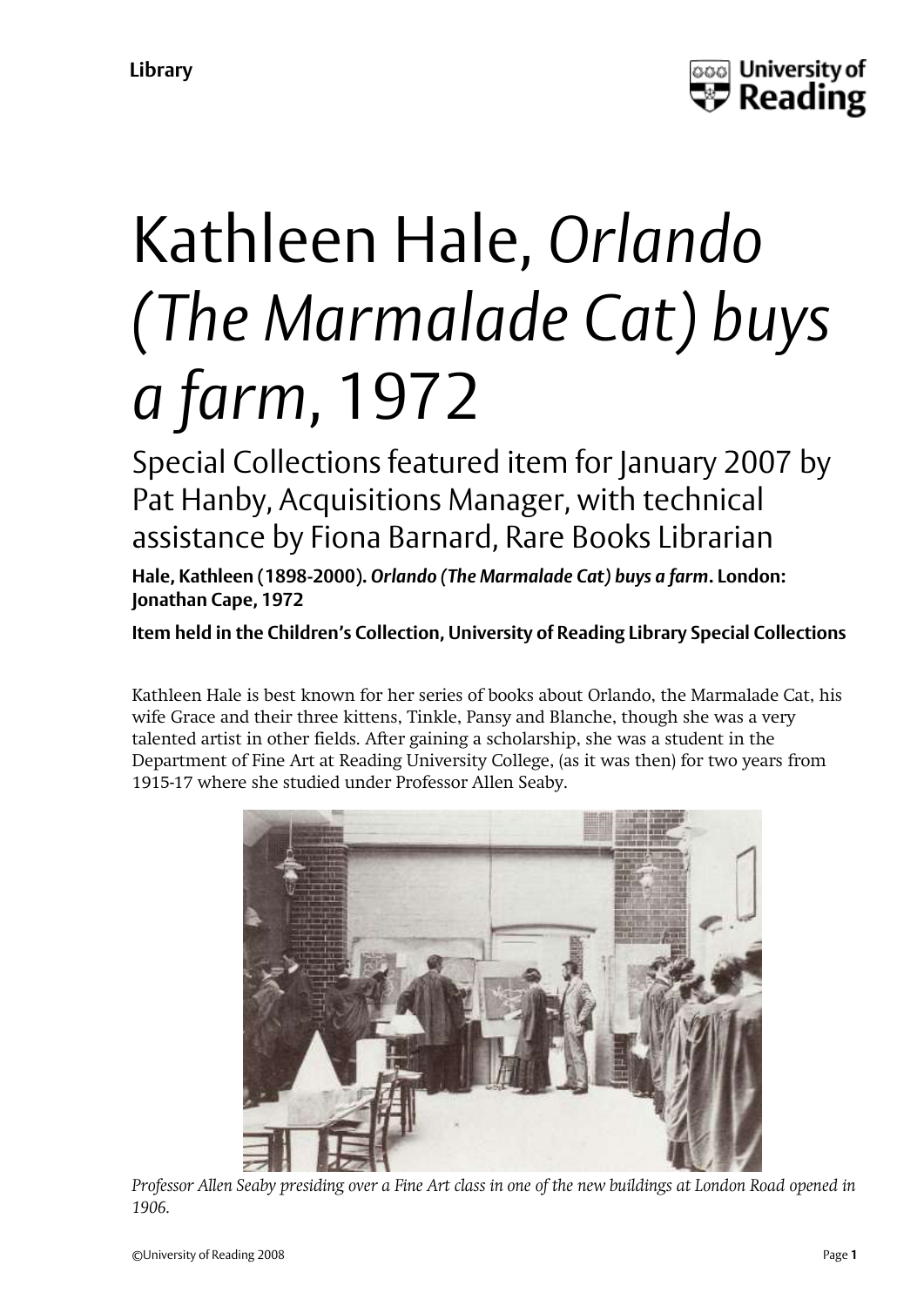# Kathleen Hale, *Orlando (The Marmalade Cat) buys a farm*, 1972

Special Collections featured item for January 2007 by Pat Hanby, Acquisitions Manager, with technical assistance by Fiona Barnard, Rare Books Librarian

**Hale, Kathleen (1898-2000). *Orlando (The Marmalade Cat) buys a farm*. London: Jonathan Cape, 1972**

**Item held in the Children's Collection, University of Reading Library Special Collections**

Kathleen Hale is best known for her series of books about Orlando, the Marmalade Cat, his wife Grace and their three kittens, Tinkle, Pansy and Blanche, though she was a very talented artist in other fields. After gaining a scholarship, she was a student in the Department of Fine Art at Reading University College, (as it was then) for two years from 1915-17 where she studied under Professor Allen Seaby.

*Professor Allen Seaby presiding over a Fine Art class in one of the new buildings at London Road opened in 1906.*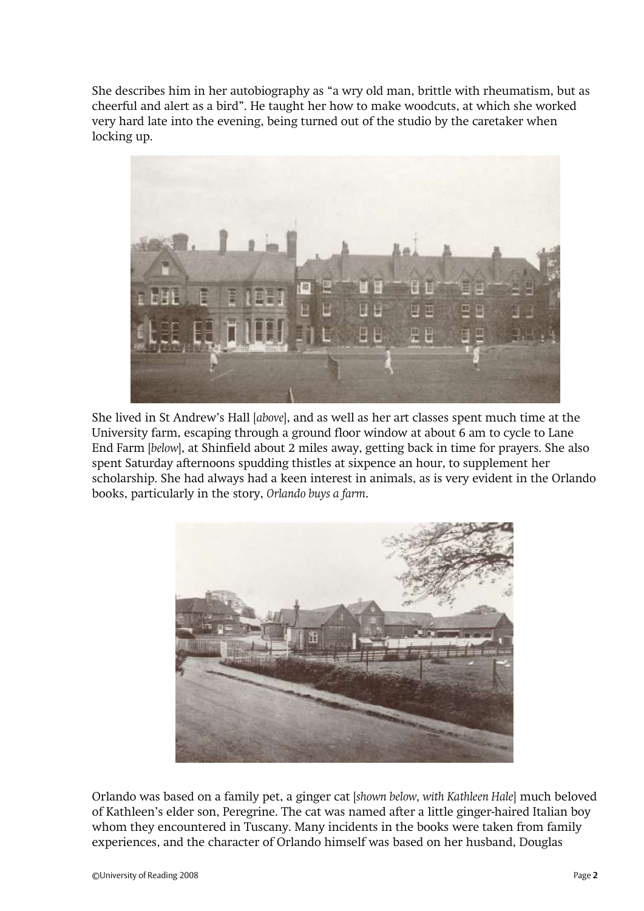She describes him in her autobiography as “a wry old man, brittle with rheumatism, but as cheerful and alert as a bird”. He taught her how to make woodcuts, at which she worked very hard late into the evening, being turned out of the studio by the caretaker when locking up.

She lived in St Andrew’s Hall [*above*], and as well as her art classes spent much time at the University farm, escaping through a ground floor window at about 6 am to cycle to Lane End Farm [*below*], at Shinfield about 2 miles away, getting back in time for prayers. She also spent Saturday afternoons spudding thistles at sixpence an hour, to supplement her scholarship. She had always had a keen interest in animals, as is very evident in the Orlando books, particularly in the story, *Orlando buys a farm*.

Orlando was based on a family pet, a ginger cat [*shown below, with Kathleen Hale*] much beloved of Kathleen’s elder son, Peregrine. The cat was named after a little ginger-haired Italian boy whom they encountered in Tuscany. Many incidents in the books were taken from family experiences, and the character of Orlando himself was based on her husband, Douglas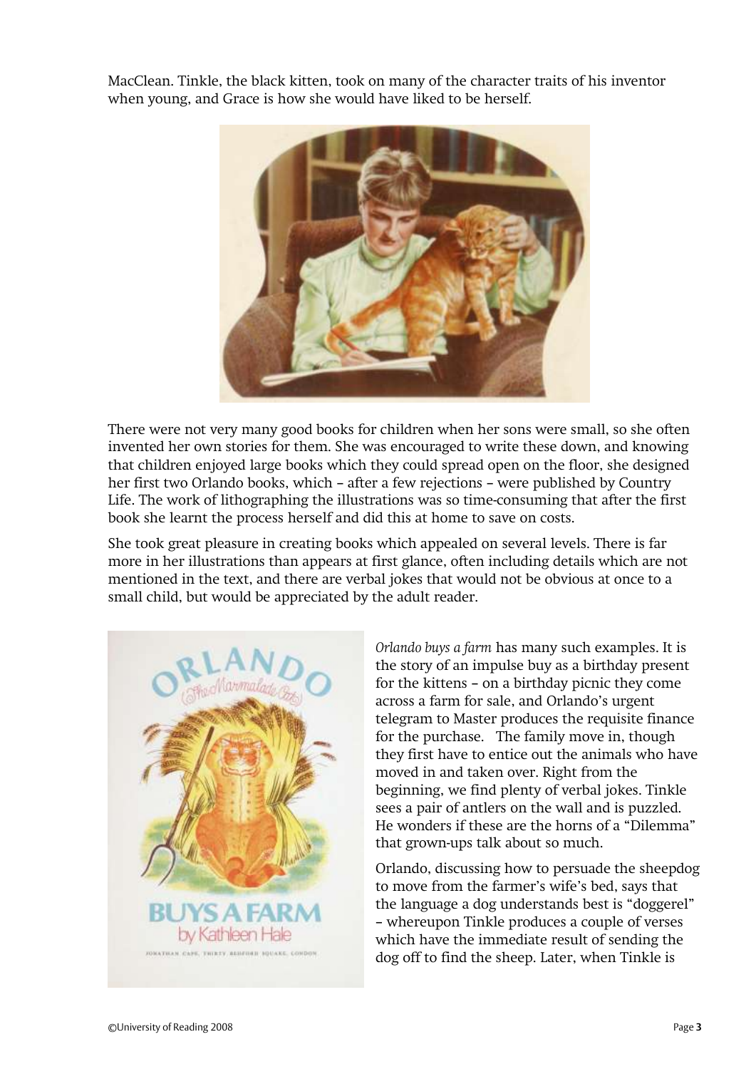MacClean. Tinkle, the black kitten, took on many of the character traits of his inventor when young, and Grace is how she would have liked to be herself.

There were not very many good books for children when her sons were small, so she often invented her own stories for them. She was encouraged to write these down, and knowing that children enjoyed large books which they could spread open on the floor, she designed her first two Orlando books, which – after a few rejections – were published by Country Life. The work of lithographing the illustrations was so time-consuming that after the first book she learnt the process herself and did this at home to save on costs.

She took great pleasure in creating books which appealed on several levels. There is far more in her illustrations than appears at first glance, often including details which are not mentioned in the text, and there are verbal jokes that would not be obvious at once to a small child, but would be appreciated by the adult reader.

*Orlando buys a farm* has many such examples. It is the story of an impulse buy as a birthday present for the kittens – on a birthday picnic they come across a farm for sale, and Orlando's urgent telegram to Master produces the requisite finance for the purchase. The family move in, though they first have to entice out the animals who have moved in and taken over. Right from the beginning, we find plenty of verbal jokes. Tinkle sees a pair of antlers on the wall and is puzzled. He wonders if these are the horns of a "Dilemma" that grown-ups talk about so much.

Orlando, discussing how to persuade the sheepdog to move from the farmer's wife's bed, says that the language a dog understands best is "doggerel" – whereupon Tinkle produces a couple of verses which have the immediate result of sending the dog off to find the sheep. Later, when Tinkle is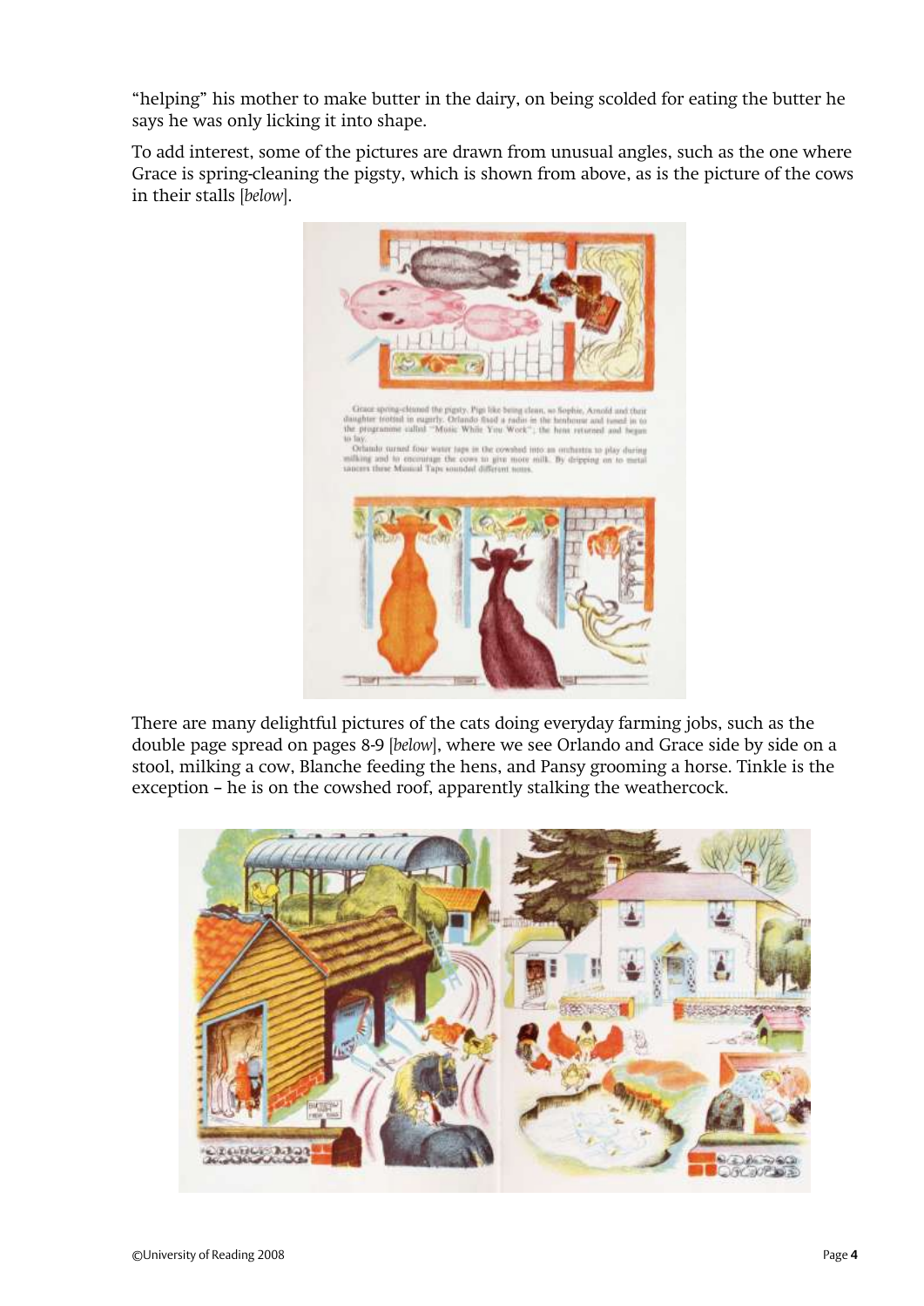"helping" his mother to make butter in the dairy, on being scolded for eating the butter he says he was only licking it into shape.

To add interest, some of the pictures are drawn from unusual angles, such as the one where Grace is spring-cleaning the pigsty, which is shown from above, as is the picture of the cows in their stalls [*below*].

There are many delightful pictures of the cats doing everyday farming jobs, such as the double page spread on pages 8-9 [*below*], where we see Orlando and Grace side by side on a stool, milking a cow, Blanche feeding the hens, and Pansy grooming a horse. Tinkle is the exception – he is on the cowshed roof, apparently stalking the weathercock.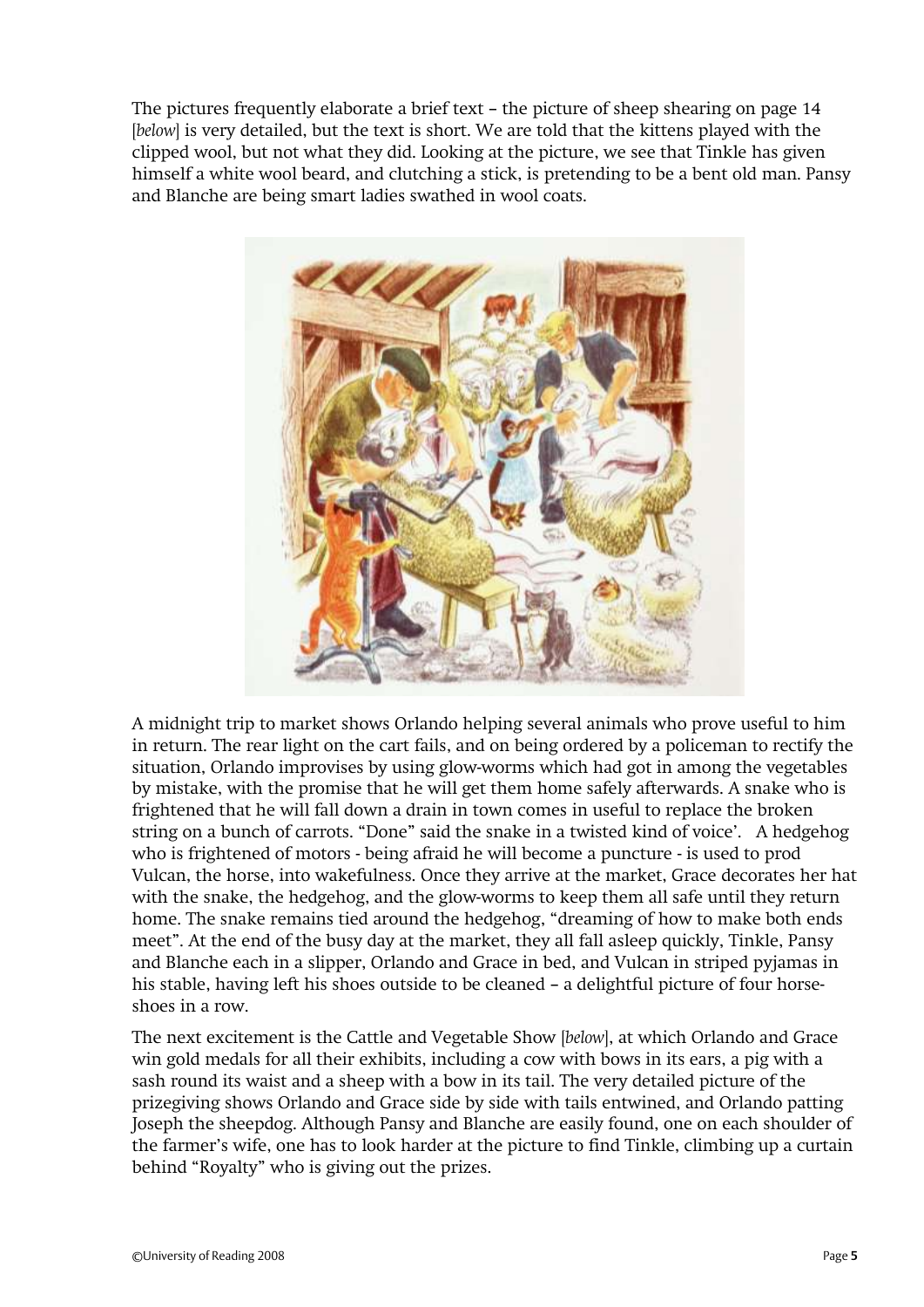The pictures frequently elaborate a brief text – the picture of sheep shearing on page 14 [*below*] is very detailed, but the text is short. We are told that the kittens played with the clipped wool, but not what they did. Looking at the picture, we see that Tinkle has given himself a white wool beard, and clutching a stick, is pretending to be a bent old man. Pansy and Blanche are being smart ladies swathed in wool coats.

A midnight trip to market shows Orlando helping several animals who prove useful to him in return. The rear light on the cart fails, and on being ordered by a policeman to rectify the situation, Orlando improvises by using glow-worms which had got in among the vegetables by mistake, with the promise that he will get them home safely afterwards. A snake who is frightened that he will fall down a drain in town comes in useful to replace the broken string on a bunch of carrots. "Done" said the snake in a twisted kind of voice'. A hedgehog who is frightened of motors - being afraid he will become a puncture - is used to prod Vulcan, the horse, into wakefulness. Once they arrive at the market, Grace decorates her hat with the snake, the hedgehog, and the glow-worms to keep them all safe until they return home. The snake remains tied around the hedgehog, "dreaming of how to make both ends meet". At the end of the busy day at the market, they all fall asleep quickly, Tinkle, Pansy and Blanche each in a slipper, Orlando and Grace in bed, and Vulcan in striped pyjamas in his stable, having left his shoes outside to be cleaned – a delightful picture of four horse-shoes in a row.

The next excitement is the Cattle and Vegetable Show [*below*], at which Orlando and Grace win gold medals for all their exhibits, including a cow with bows in its ears, a pig with a sash round its waist and a sheep with a bow in its tail. The very detailed picture of the prizegiving shows Orlando and Grace side by side with tails entwined, and Orlando patting Joseph the sheepdog. Although Pansy and Blanche are easily found, one on each shoulder of the farmer's wife, one has to look harder at the picture to find Tinkle, climbing up a curtain behind "Royalty" who is giving out the prizes.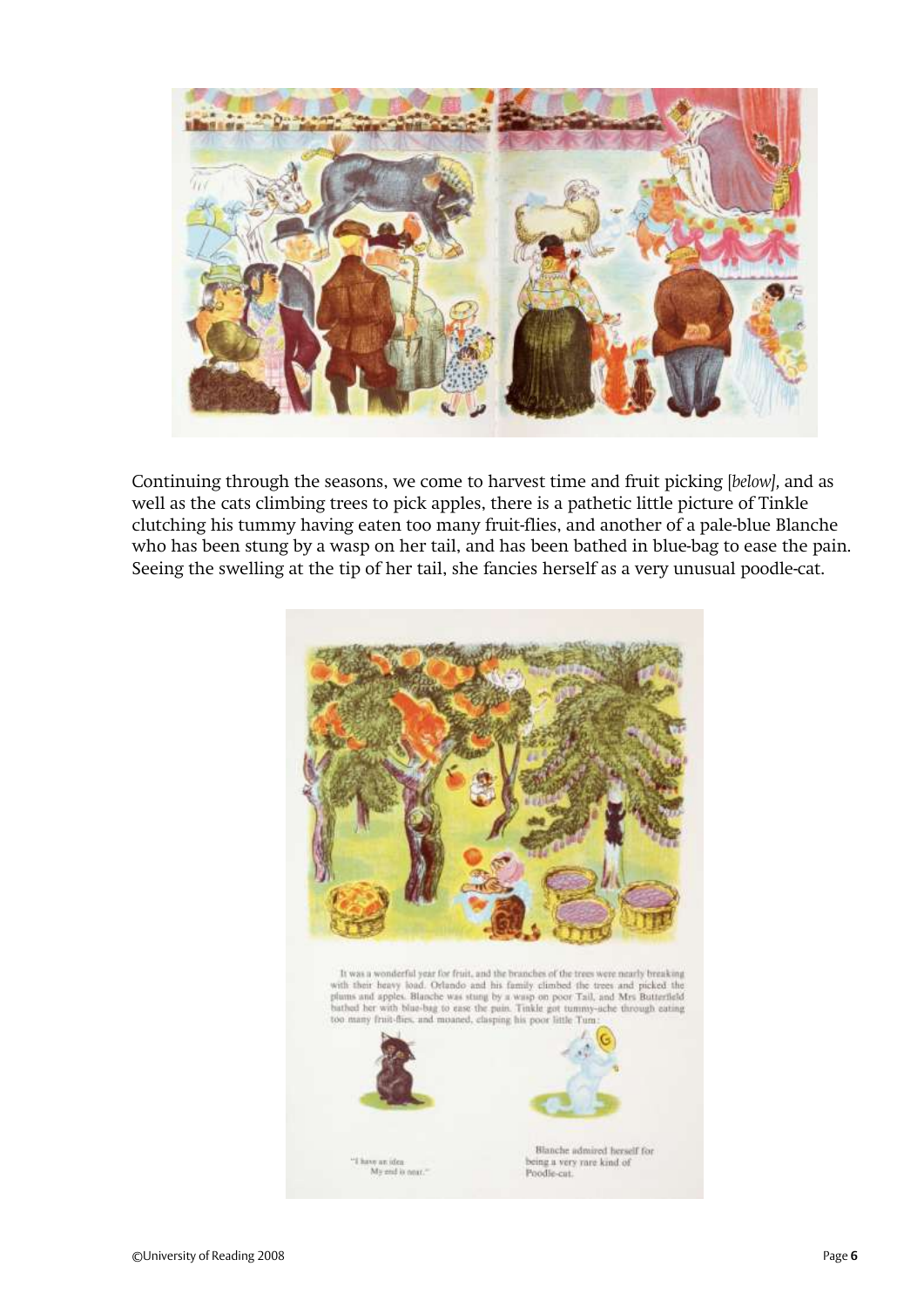Continuing through the seasons, we come to harvest time and fruit picking *[below]*, and as well as the cats climbing trees to pick apples, there is a pathetic little picture of Tinkle clutching his tummy having eaten too many fruit-flies, and another of a pale-blue Blanche who has been stung by a wasp on her tail, and has been bathed in blue-bag to ease the pain. Seeing the swelling at the tip of her tail, she fancies herself as a very unusual poodle-cat.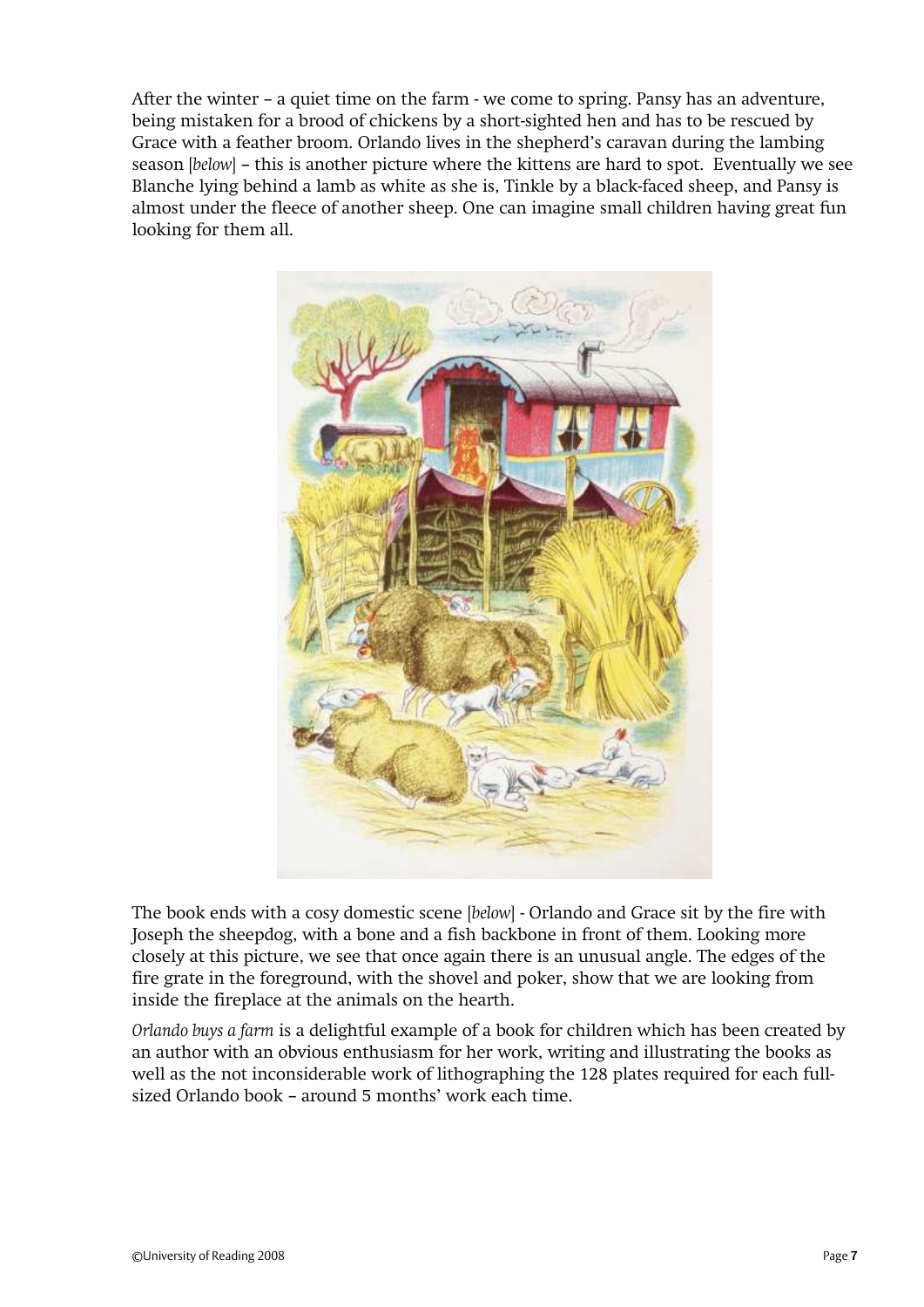After the winter – a quiet time on the farm - we come to spring. Pansy has an adventure, being mistaken for a brood of chickens by a short-sighted hen and has to be rescued by Grace with a feather broom. Orlando lives in the shepherd's caravan during the lambing season [*below*] – this is another picture where the kittens are hard to spot. Eventually we see Blanche lying behind a lamb as white as she is, Tinkle by a black-faced sheep, and Pansy is almost under the fleece of another sheep. One can imagine small children having great fun looking for them all.

The book ends with a cosy domestic scene [*below*] - Orlando and Grace sit by the fire with Joseph the sheepdog, with a bone and a fish backbone in front of them. Looking more closely at this picture, we see that once again there is an unusual angle. The edges of the fire grate in the foreground, with the shovel and poker, show that we are looking from inside the fireplace at the animals on the hearth.

*Orlando buys a farm* is a delightful example of a book for children which has been created by an author with an obvious enthusiasm for her work, writing and illustrating the books as well as the not inconsiderable work of lithographing the 128 plates required for each full-sized Orlando book – around 5 months' work each time.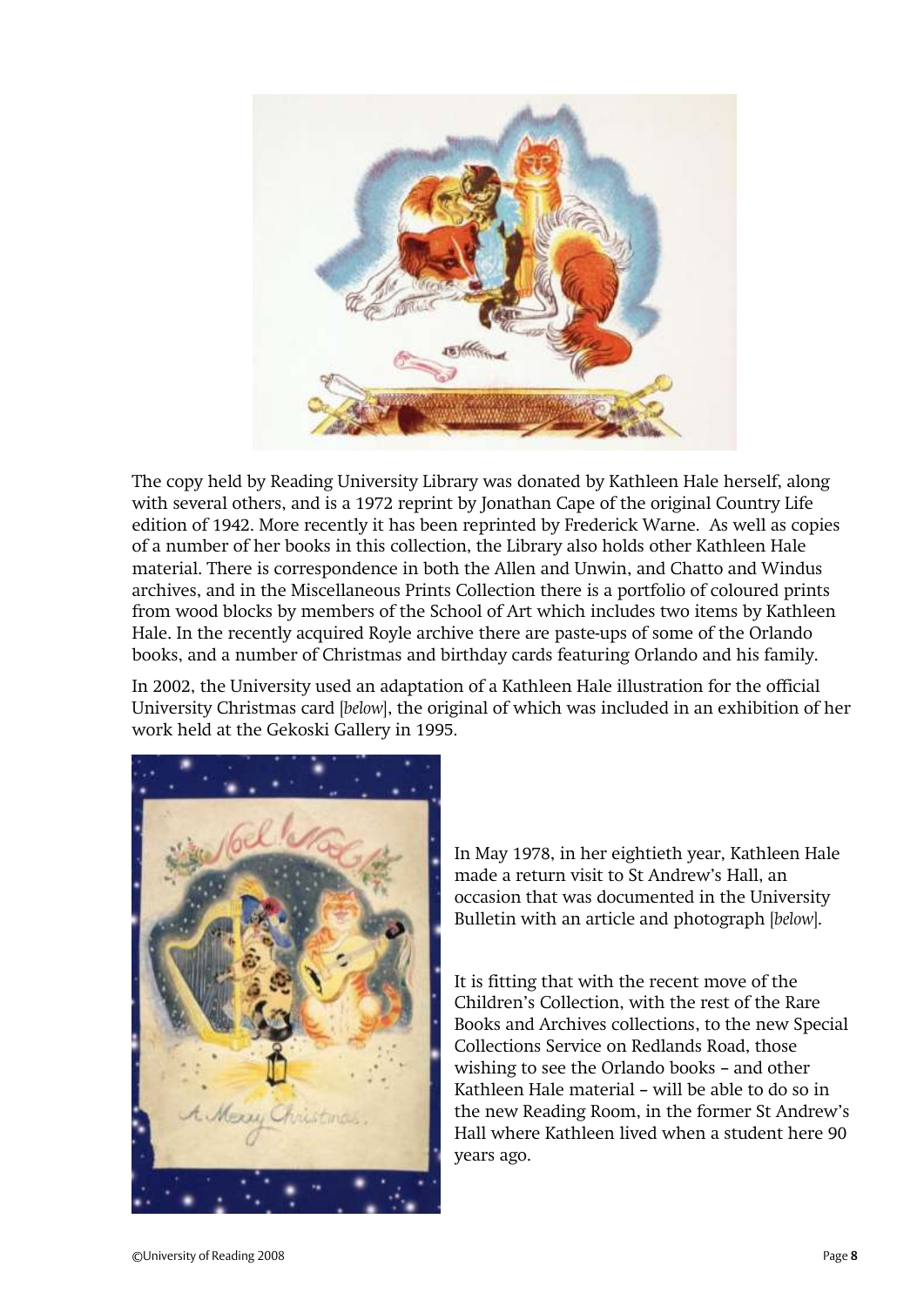The copy held by Reading University Library was donated by Kathleen Hale herself, along with several others, and is a 1972 reprint by Jonathan Cape of the original Country Life edition of 1942. More recently it has been reprinted by Frederick Warne. As well as copies of a number of her books in this collection, the Library also holds other Kathleen Hale material. There is correspondence in both the Allen and Unwin, and Chatto and Windus archives, and in the Miscellaneous Prints Collection there is a portfolio of coloured prints from wood blocks by members of the School of Art which includes two items by Kathleen Hale. In the recently acquired Royle archive there are paste-ups of some of the Orlando books, and a number of Christmas and birthday cards featuring Orlando and his family.

In 2002, the University used an adaptation of a Kathleen Hale illustration for the official University Christmas card [*below*], the original of which was included in an exhibition of her work held at the Gekoski Gallery in 1995.

In May 1978, in her eightieth year, Kathleen Hale made a return visit to St Andrew's Hall, an occasion that was documented in the University Bulletin with an article and photograph [*below*].

It is fitting that with the recent move of the Children's Collection, with the rest of the Rare Books and Archives collections, to the new Special Collections Service on Redlands Road, those wishing to see the Orlando books – and other Kathleen Hale material – will be able to do so in the new Reading Room, in the former St Andrew's Hall where Kathleen lived when a student here 90 years ago.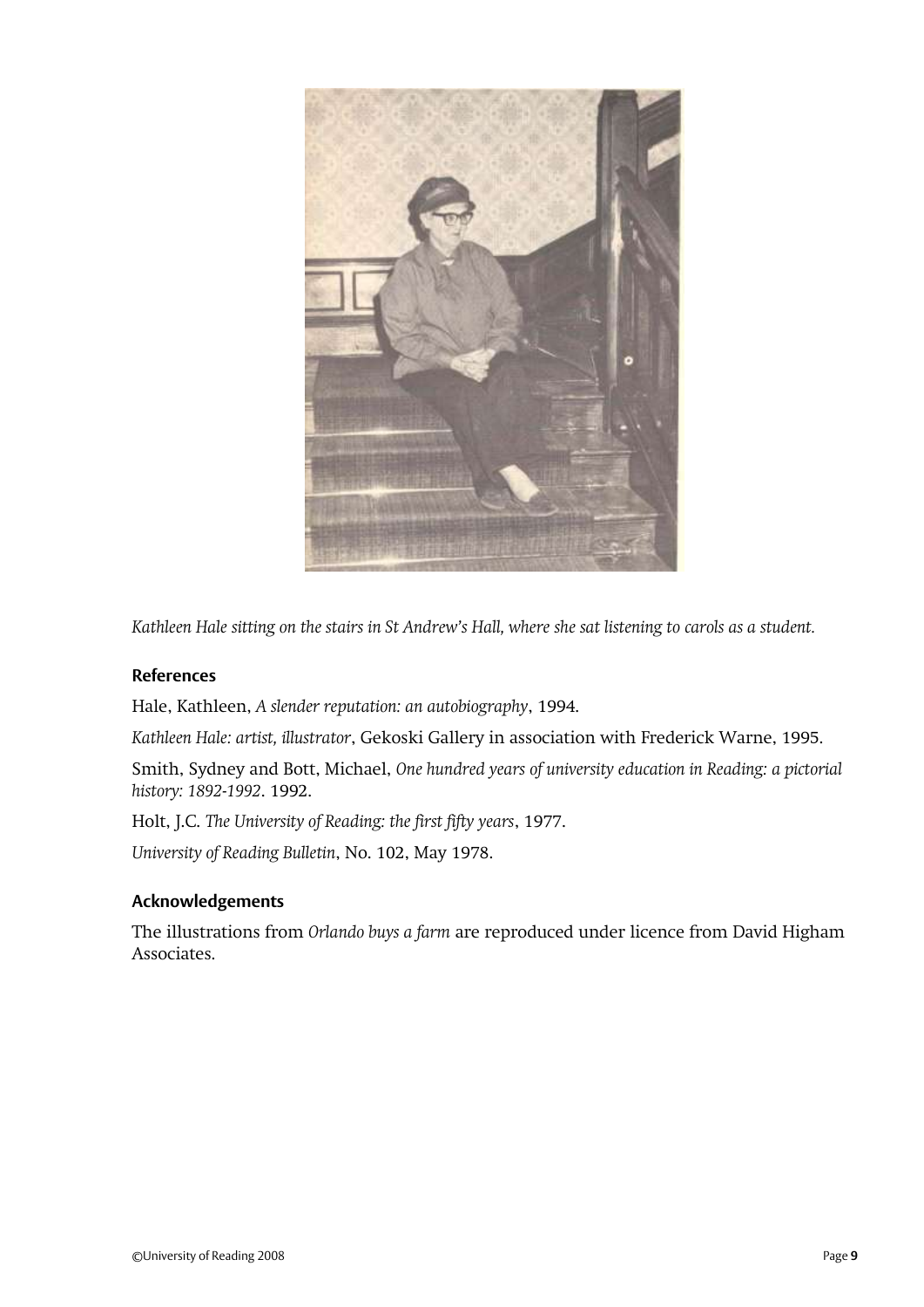*Kathleen Hale sitting on the stairs in St Andrew's Hall, where she sat listening to carols as a student.*

## References

Hale, Kathleen, *A slender reputation: an autobiography*, 1994.

*Kathleen Hale: artist, illustrator*, Gekoski Gallery in association with Frederick Warne, 1995.

Smith, Sydney and Bott, Michael, *One hundred years of university education in Reading: a pictorial history: 1892-1992*. 1992.

Holt, J.C. *The University of Reading: the first fifty years*, 1977.

*University of Reading Bulletin*, No. 102, May 1978.

## Acknowledgements

The illustrations from *Orlando buys a farm* are reproduced under licence from David Higham Associates.